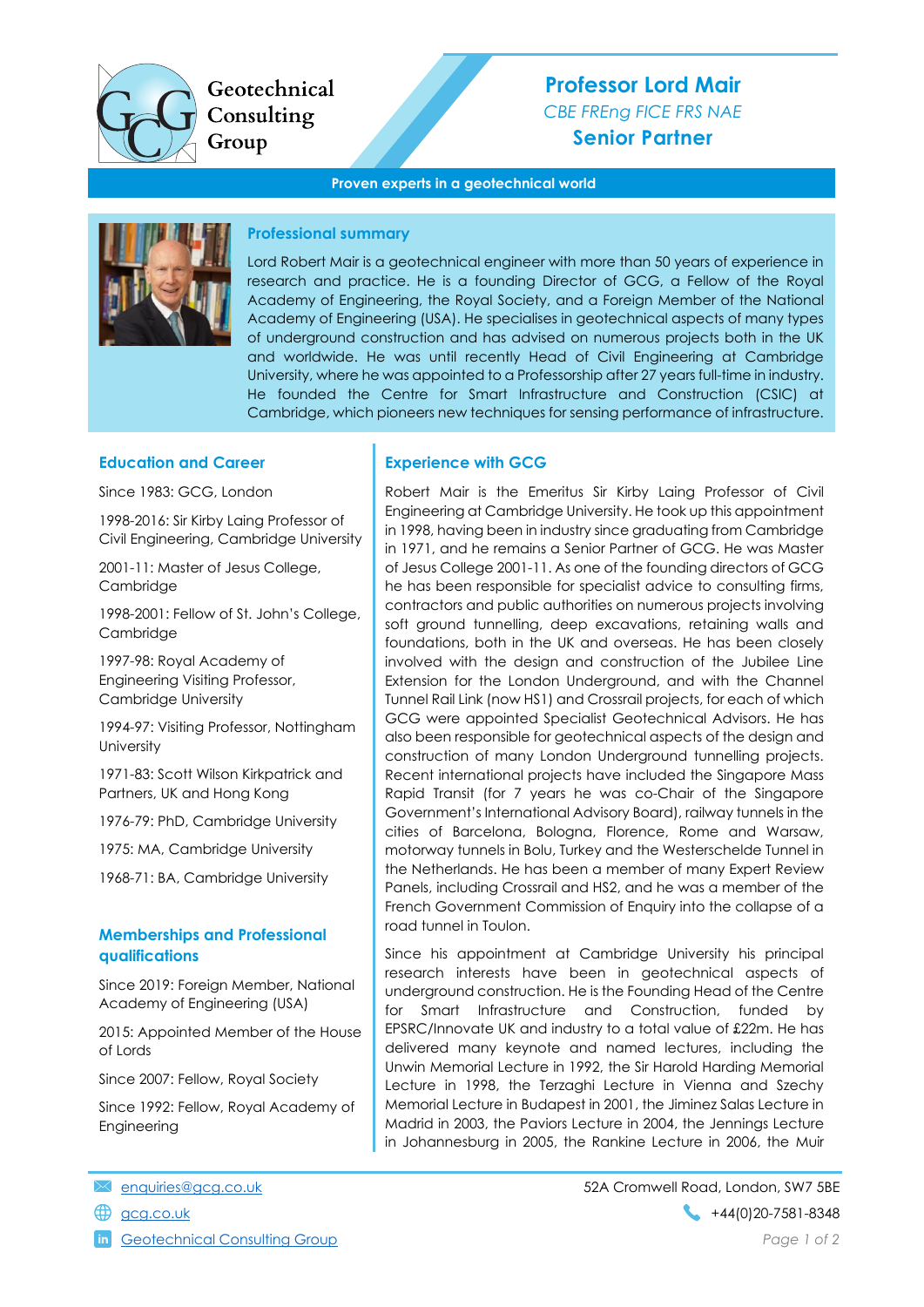Geotechnical Consulting Group

# Professor Lord Mair

*CBE FREng FICE FRS NAE*

**Senior Partner**

**Proven experts in a geotechnical world**

## Professional summary

Lord Robert Mair is a geotechnical engineer with more than 50 years of experience in research and practice. He is a founding Director of GCG, a Fellow of the Royal Academy of Engineering, the Royal Society, and a Foreign Member of the National Academy of Engineering (USA). He specialises in geotechnical aspects of many types of underground construction and has advised on numerous projects both in the UK and worldwide. He was until recently Head of Civil Engineering at Cambridge University, where he was appointed to a Professorship after 27 years full-time in industry. He founded the Centre for Smart Infrastructure and Construction (CSIC) at Cambridge, which pioneers new techniques for sensing performance of infrastructure.

## Education and Career

Since 1983: GCG, London

1998-2016: Sir Kirby Laing Professor of Civil Engineering, Cambridge University

2001-11: Master of Jesus College, Cambridge

1998-2001: Fellow of St. John's College, Cambridge

1997-98: Royal Academy of Engineering Visiting Professor, Cambridge University

1994-97: Visiting Professor, Nottingham University

1971-83: Scott Wilson Kirkpatrick and Partners, UK and Hong Kong

1976-79: PhD, Cambridge University

1975: MA, Cambridge University

1968-71: BA, Cambridge University

## Memberships and Professional qualifications

Since 2019: Foreign Member, National Academy of Engineering (USA)

2015: Appointed Member of the House of Lords

Since 2007: Fellow, Royal Society

Since 1992: Fellow, Royal Academy of Engineering

## Experience with GCG

Robert Mair is the Emeritus Sir Kirby Laing Professor of Civil Engineering at Cambridge University. He took up this appointment in 1998, having been in industry since graduating from Cambridge in 1971, and he remains a Senior Partner of GCG. He was Master of Jesus College 2001-11. As one of the founding directors of GCG he has been responsible for specialist advice to consulting firms, contractors and public authorities on numerous projects involving soft ground tunnelling, deep excavations, retaining walls and foundations, both in the UK and overseas. He has been closely involved with the design and construction of the Jubilee Line Extension for the London Underground, and with the Channel Tunnel Rail Link (now HS1) and Crossrail projects, for each of which GCG were appointed Specialist Geotechnical Advisors. He has also been responsible for geotechnical aspects of the design and construction of many London Underground tunnelling projects. Recent international projects have included the Singapore Mass Rapid Transit (for 7 years he was co-Chair of the Singapore Government's International Advisory Board), railway tunnels in the cities of Barcelona, Bologna, Florence, Rome and Warsaw, motorway tunnels in Bolu, Turkey and the Westerschelde Tunnel in the Netherlands. He has been a member of many Expert Review Panels, including Crossrail and HS2, and he was a member of the French Government Commission of Enquiry into the collapse of a road tunnel in Toulon.

Since his appointment at Cambridge University his principal research interests have been in geotechnical aspects of underground construction. He is the Founding Head of the Centre for Smart Infrastructure and Construction, funded by EPSRC/Innovate UK and industry to a total value of £22m. He has delivered many keynote and named lectures, including the Unwin Memorial Lecture in 1992, the Sir Harold Harding Memorial Lecture in 1998, the Terzaghi Lecture in Vienna and Szechy Memorial Lecture in Budapest in 2001, the Jiminez Salas Lecture in Madrid in 2003, the Paviors Lecture in 2004, the Jennings Lecture in Johannesburg in 2005, the Rankine Lecture in 2006, the Muir

enquiries@gcg.co.uk

gcg.co.uk

Geotechnical Consulting Group

52A Cromwell Road, London, SW7 5BE

+44(0)20-7581-8348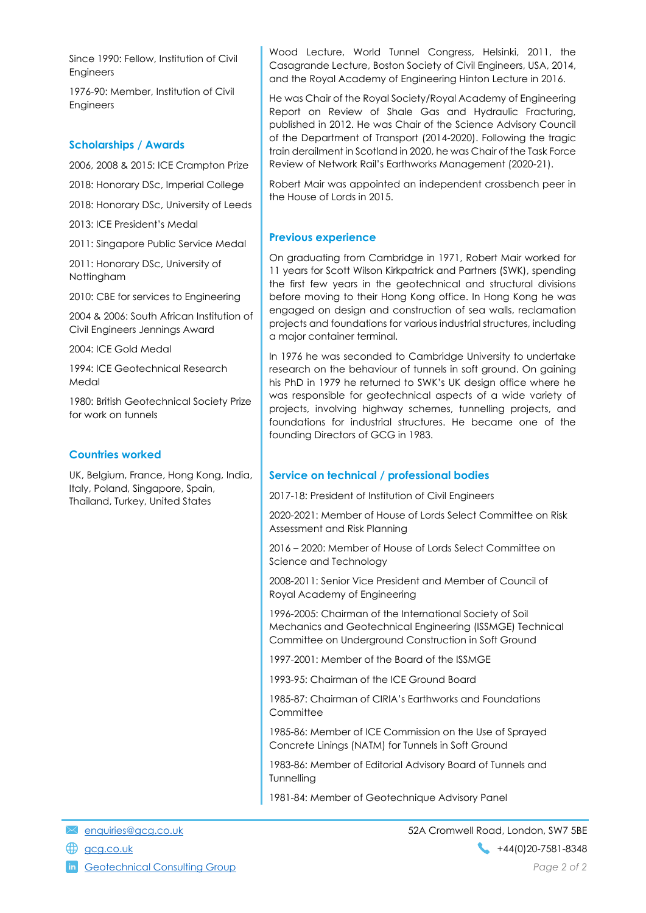Since 1990: Fellow, Institution of Civil Engineers

1976-90: Member, Institution of Civil Engineers

### Scholarships / Awards

2006, 2008 & 2015: ICE Crampton Prize

2018: Honorary DSc, Imperial College

2018: Honorary DSc, University of Leeds

2013: ICE President's Medal

2011: Singapore Public Service Medal

2011: Honorary DSc, University of Nottingham

2010: CBE for services to Engineering

2004 & 2006: South African Institution of Civil Engineers Jennings Award

2004: ICE Gold Medal

1994: ICE Geotechnical Research Medal

1980: British Geotechnical Society Prize for work on tunnels

### Countries worked

UK, Belgium, France, Hong Kong, India, Italy, Poland, Singapore, Spain, Thailand, Turkey, United States

Wood Lecture, World Tunnel Congress, Helsinki, 2011, the Casagrande Lecture, Boston Society of Civil Engineers, USA, 2014, and the Royal Academy of Engineering Hinton Lecture in 2016.

He was Chair of the Royal Society/Royal Academy of Engineering Report on Review of Shale Gas and Hydraulic Fracturing, published in 2012. He was Chair of the Science Advisory Council of the Department of Transport (2014-2020). Following the tragic train derailment in Scotland in 2020, he was Chair of the Task Force Review of Network Rail's Earthworks Management (2020-21).

Robert Mair was appointed an independent crossbench peer in the House of Lords in 2015.

### Previous experience

On graduating from Cambridge in 1971, Robert Mair worked for 11 years for Scott Wilson Kirkpatrick and Partners (SWK), spending the first few years in the geotechnical and structural divisions before moving to their Hong Kong office. In Hong Kong he was engaged on design and construction of sea walls, reclamation projects and foundations for various industrial structures, including a major container terminal.

In 1976 he was seconded to Cambridge University to undertake research on the behaviour of tunnels in soft ground. On gaining his PhD in 1979 he returned to SWK's UK design office where he was responsible for geotechnical aspects of a wide variety of projects, involving highway schemes, tunnelling projects, and foundations for industrial structures. He became one of the founding Directors of GCG in 1983.

### Service on technical / professional bodies

2017-18: President of Institution of Civil Engineers

2020-2021: Member of House of Lords Select Committee on Risk Assessment and Risk Planning

2016 – 2020: Member of House of Lords Select Committee on Science and Technology

2008-2011: Senior Vice President and Member of Council of Royal Academy of Engineering

1996-2005: Chairman of the International Society of Soil Mechanics and Geotechnical Engineering (ISSMGE) Technical Committee on Underground Construction in Soft Ground

1997-2001: Member of the Board of the ISSMGE

1993-95: Chairman of the ICE Ground Board

1985-87: Chairman of CIRIA's Earthworks and Foundations Committee

1985-86: Member of ICE Commission on the Use of Sprayed Concrete Linings (NATM) for Tunnels in Soft Ground

1983-86: Member of Editorial Advisory Board of Tunnels and Tunnelling

1981-84: Member of Geotechnique Advisory Panel

enquiries@gcg.co.uk

gcg.co.uk

Geotechnical Consulting Group

52A Cromwell Road, London, SW7 5BE

+44(0)20-7581-8348